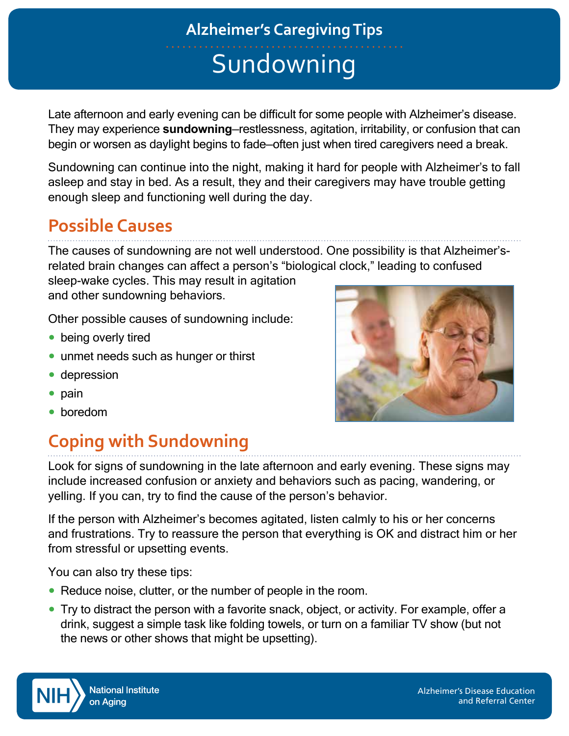Alzheimer's Caregiving Tips

# Sundowning

Late afternoon and early evening can be difficult for some people with Alzheimer's disease. They may experience **sundowning**—restlessness, agitation, irritability, or confusion that can begin or worsen as daylight begins to fade—often just when tired caregivers need a break.

Sundowning can continue into the night, making it hard for people with Alzheimer's to fall asleep and stay in bed. As a result, they and their caregivers may have trouble getting enough sleep and functioning well during the day.

## Possible Causes

The causes of sundowning are not well understood. One possibility is that Alzheimer's-related brain changes can affect a person's "biological clock," leading to confused sleep-wake cycles. This may result in agitation and other sundowning behaviors.

Other possible causes of sundowning include:

- being overly tired
- unmet needs such as hunger or thirst
- depression
- pain
- boredom

## Coping with Sundowning

Look for signs of sundowning in the late afternoon and early evening. These signs may include increased confusion or anxiety and behaviors such as pacing, wandering, or yelling. If you can, try to find the cause of the person's behavior.

If the person with Alzheimer's becomes agitated, listen calmly to his or her concerns and frustrations. Try to reassure the person that everything is OK and distract him or her from stressful or upsetting events.

You can also try these tips:

- Reduce noise, clutter, or the number of people in the room.
- Try to distract the person with a favorite snack, object, or activity. For example, offer a drink, suggest a simple task like folding towels, or turn on a familiar TV show (but not the news or other shows that might be upsetting).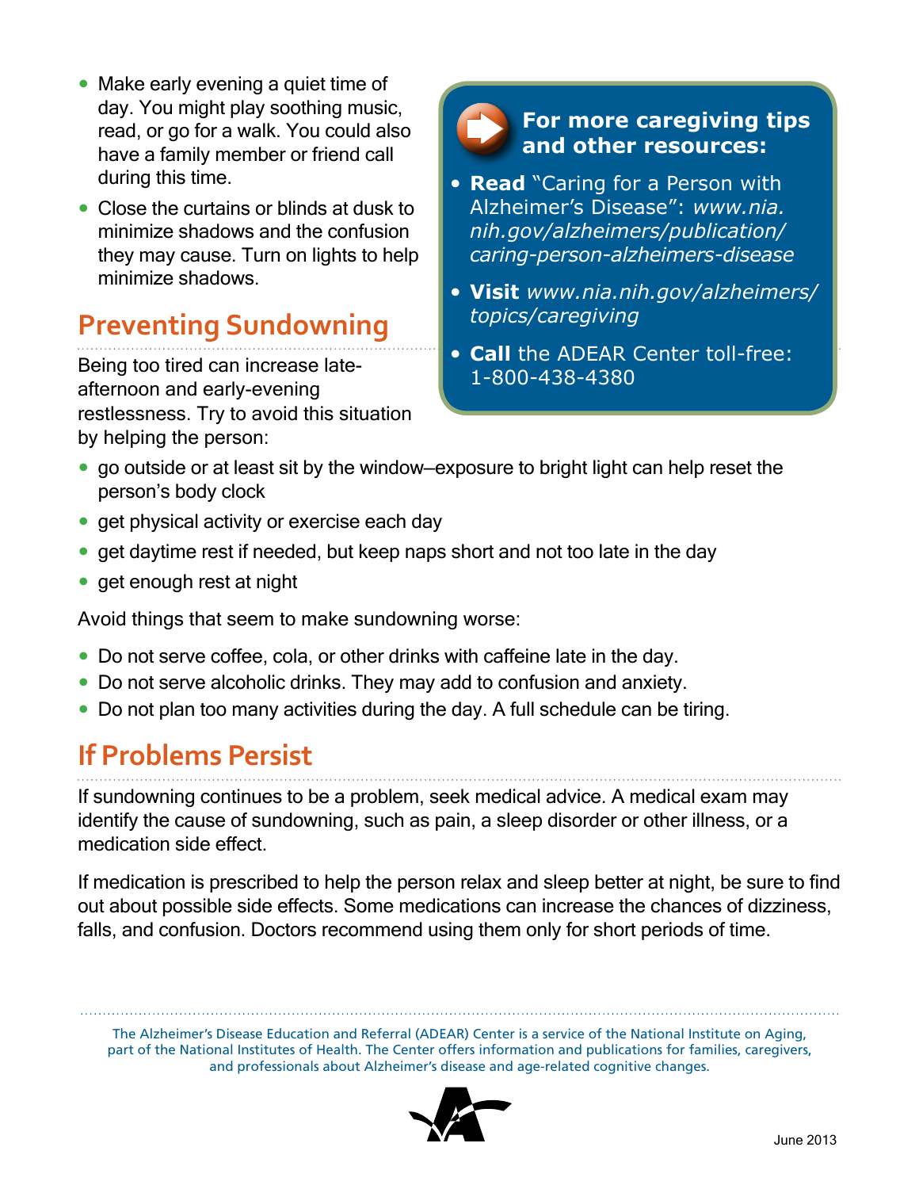- Make early evening a quiet time of day. You might play soothing music, read, or go for a walk. You could also have a family member or friend call during this time.
- Close the curtains or blinds at dusk to minimize shadows and the confusion they may cause. Turn on lights to help minimize shadows.

## Preventing Sundowning

Being too tired can increase late-afternoon and early-evening restlessness. Try to avoid this situation by helping the person:

- go outside or at least sit by the window—exposure to bright light can help reset the person's body clock
- get physical activity or exercise each day
- get daytime rest if needed, but keep naps short and not too late in the day
- get enough rest at night

Avoid things that seem to make sundowning worse:

- Do not serve coffee, cola, or other drinks with caffeine late in the day.
- Do not serve alcoholic drinks. They may add to confusion and anxiety.
- Do not plan too many activities during the day. A full schedule can be tiring.

### For more caregiving tips and other resources:

- **Read** "Caring for a Person with Alzheimer's Disease": *www.nia.nih.gov/alzheimers/publication/caring-person-alzheimers-disease*
- **Visit** *www.nia.nih.gov/alzheimers/topics/caregiving*
- **Call** the ADEAR Center toll-free: 1-800-438-4380

## If Problems Persist

If sundowning continues to be a problem, seek medical advice. A medical exam may identify the cause of sundowning, such as pain, a sleep disorder or other illness, or a medication side effect.

If medication is prescribed to help the person relax and sleep better at night, be sure to find out about possible side effects. Some medications can increase the chances of dizziness, falls, and confusion. Doctors recommend using them only for short periods of time.

The Alzheimer's Disease Education and Referral (ADEAR) Center is a service of the National Institute on Aging, part of the National Institutes of Health. The Center offers information and publications for families, caregivers, and professionals about Alzheimer's disease and age-related cognitive changes.

June 2013